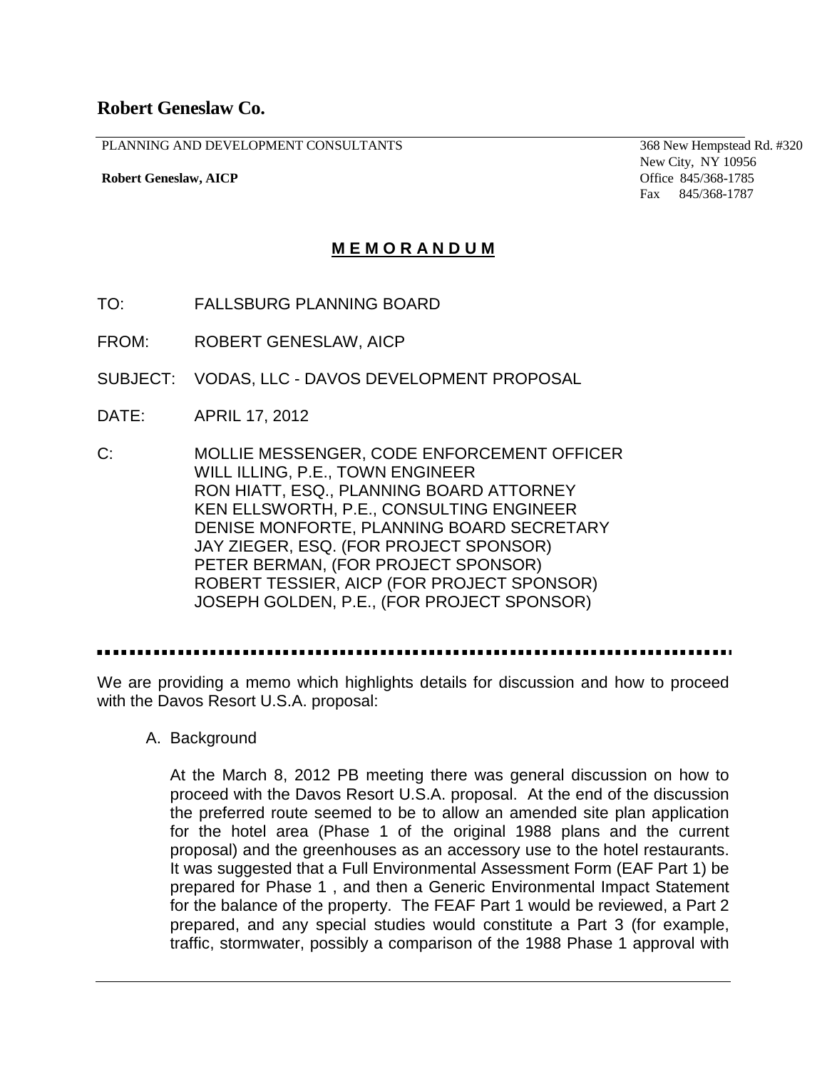# Robert Geneslaw Co.

PLANNING AND DEVELOPMENT CONSULTANTS

**Robert Geneslaw, AICP**

368 New Hempstead Rd. #320
New City, NY 10956
Office 845/368-1785
Fax 845/368-1787

## M E M O R A N D U M

TO: FALLSBURG PLANNING BOARD

FROM: ROBERT GENESLAW, AICP

SUBJECT: VODAS, LLC - DAVOS DEVELOPMENT PROPOSAL

DATE: APRIL 17, 2012

C: MOLLIE MESSENGER, CODE ENFORCEMENT OFFICER
WILL ILLING, P.E., TOWN ENGINEER
RON HIATT, ESQ., PLANNING BOARD ATTORNEY
KEN ELLSWORTH, P.E., CONSULTING ENGINEER
DENISE MONFORTE, PLANNING BOARD SECRETARY
JAY ZIEGER, ESQ. (FOR PROJECT SPONSOR)
PETER BERMAN, (FOR PROJECT SPONSOR)
ROBERT TESSIER, AICP (FOR PROJECT SPONSOR)
JOSEPH GOLDEN, P.E., (FOR PROJECT SPONSOR)

---

We are providing a memo which highlights details for discussion and how to proceed with the Davos Resort U.S.A. proposal:

A. Background

At the March 8, 2012 PB meeting there was general discussion on how to proceed with the Davos Resort U.S.A. proposal. At the end of the discussion the preferred route seemed to be to allow an amended site plan application for the hotel area (Phase 1 of the original 1988 plans and the current proposal) and the greenhouses as an accessory use to the hotel restaurants. It was suggested that a Full Environmental Assessment Form (EAF Part 1) be prepared for Phase 1 , and then a Generic Environmental Impact Statement for the balance of the property. The FEAF Part 1 would be reviewed, a Part 2 prepared, and any special studies would constitute a Part 3 (for example, traffic, stormwater, possibly a comparison of the 1988 Phase 1 approval with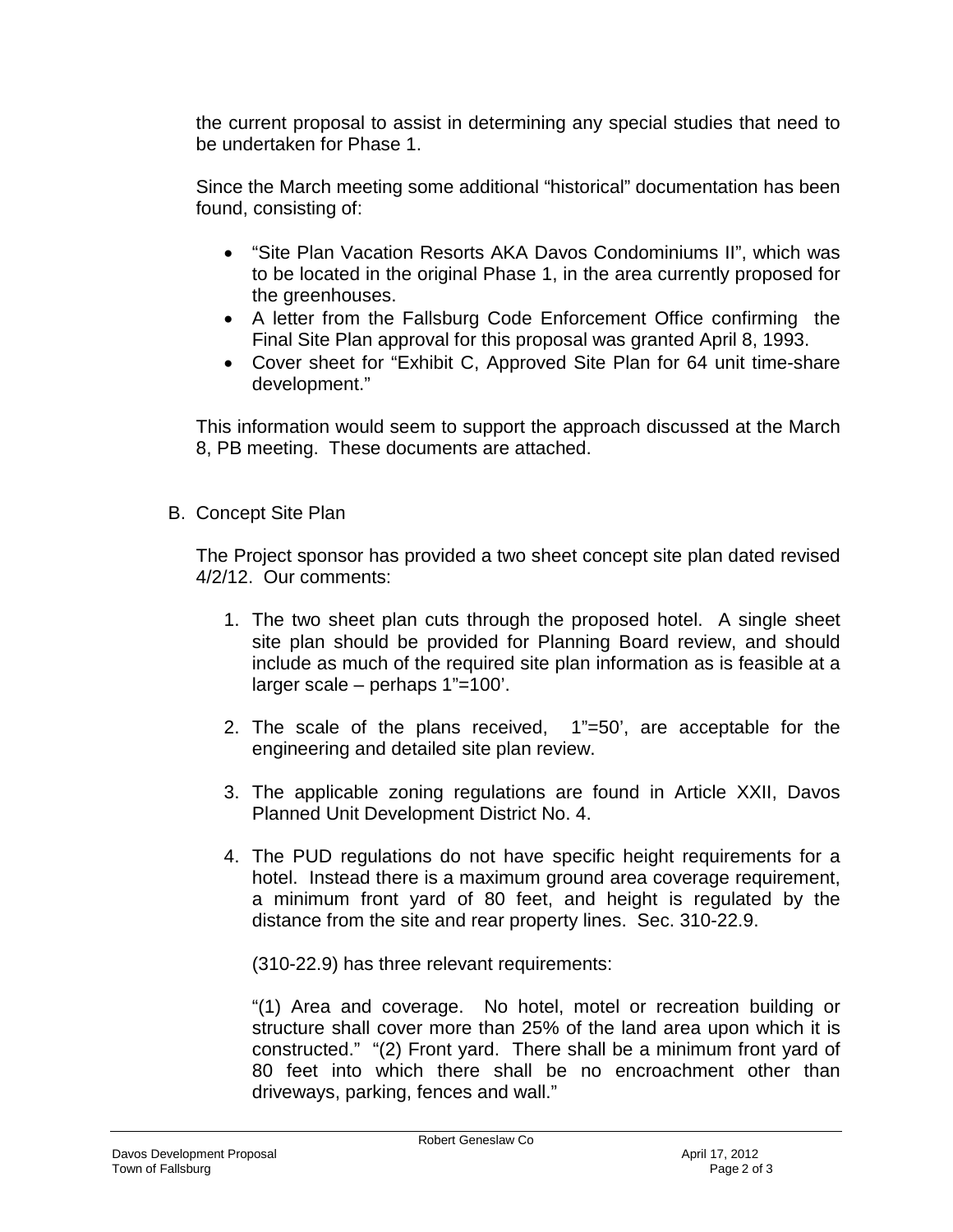the current proposal to assist in determining any special studies that need to be undertaken for Phase 1.

Since the March meeting some additional "historical" documentation has been found, consisting of:

- "Site Plan Vacation Resorts AKA Davos Condominiums II", which was to be located in the original Phase 1, in the area currently proposed for the greenhouses.
- A letter from the Fallsburg Code Enforcement Office confirming the Final Site Plan approval for this proposal was granted April 8, 1993.
- Cover sheet for "Exhibit C, Approved Site Plan for 64 unit time-share development."

This information would seem to support the approach discussed at the March 8, PB meeting. These documents are attached.

B. Concept Site Plan

The Project sponsor has provided a two sheet concept site plan dated revised 4/2/12. Our comments:

1. The two sheet plan cuts through the proposed hotel. A single sheet site plan should be provided for Planning Board review, and should include as much of the required site plan information as is feasible at a larger scale – perhaps 1"=100'.

2. The scale of the plans received, 1"=50', are acceptable for the engineering and detailed site plan review.

3. The applicable zoning regulations are found in Article XXII, Davos Planned Unit Development District No. 4.

4. The PUD regulations do not have specific height requirements for a hotel. Instead there is a maximum ground area coverage requirement, a minimum front yard of 80 feet, and height is regulated by the distance from the site and rear property lines. Sec. 310-22.9.

   (310-22.9) has three relevant requirements:

   "(1) Area and coverage. No hotel, motel or recreation building or structure shall cover more than 25% of the land area upon which it is constructed." "(2) Front yard. There shall be a minimum front yard of 80 feet into which there shall be no encroachment other than driveways, parking, fences and wall."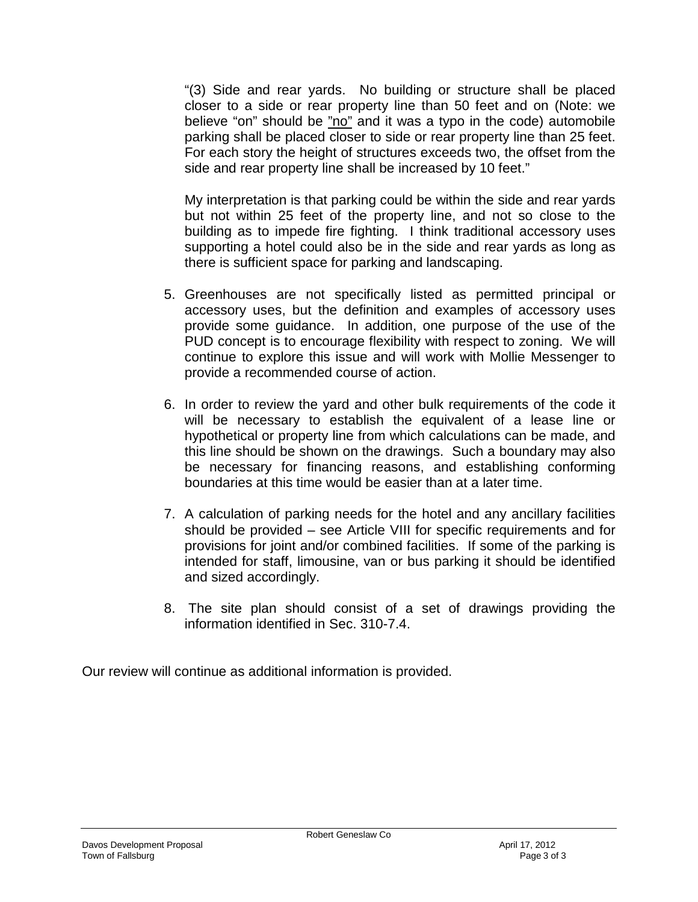"(3) Side and rear yards. No building or structure shall be placed closer to a side or rear property line than 50 feet and on (Note: we believe "on" should be "no" and it was a typo in the code) automobile parking shall be placed closer to side or rear property line than 25 feet. For each story the height of structures exceeds two, the offset from the side and rear property line shall be increased by 10 feet."

My interpretation is that parking could be within the side and rear yards but not within 25 feet of the property line, and not so close to the building as to impede fire fighting. I think traditional accessory uses supporting a hotel could also be in the side and rear yards as long as there is sufficient space for parking and landscaping.

5. Greenhouses are not specifically listed as permitted principal or accessory uses, but the definition and examples of accessory uses provide some guidance. In addition, one purpose of the use of the PUD concept is to encourage flexibility with respect to zoning. We will continue to explore this issue and will work with Mollie Messenger to provide a recommended course of action.

6. In order to review the yard and other bulk requirements of the code it will be necessary to establish the equivalent of a lease line or hypothetical or property line from which calculations can be made, and this line should be shown on the drawings. Such a boundary may also be necessary for financing reasons, and establishing conforming boundaries at this time would be easier than at a later time.

7. A calculation of parking needs for the hotel and any ancillary facilities should be provided – see Article VIII for specific requirements and for provisions for joint and/or combined facilities. If some of the parking is intended for staff, limousine, van or bus parking it should be identified and sized accordingly.

8. The site plan should consist of a set of drawings providing the information identified in Sec. 310-7.4.

Our review will continue as additional information is provided.